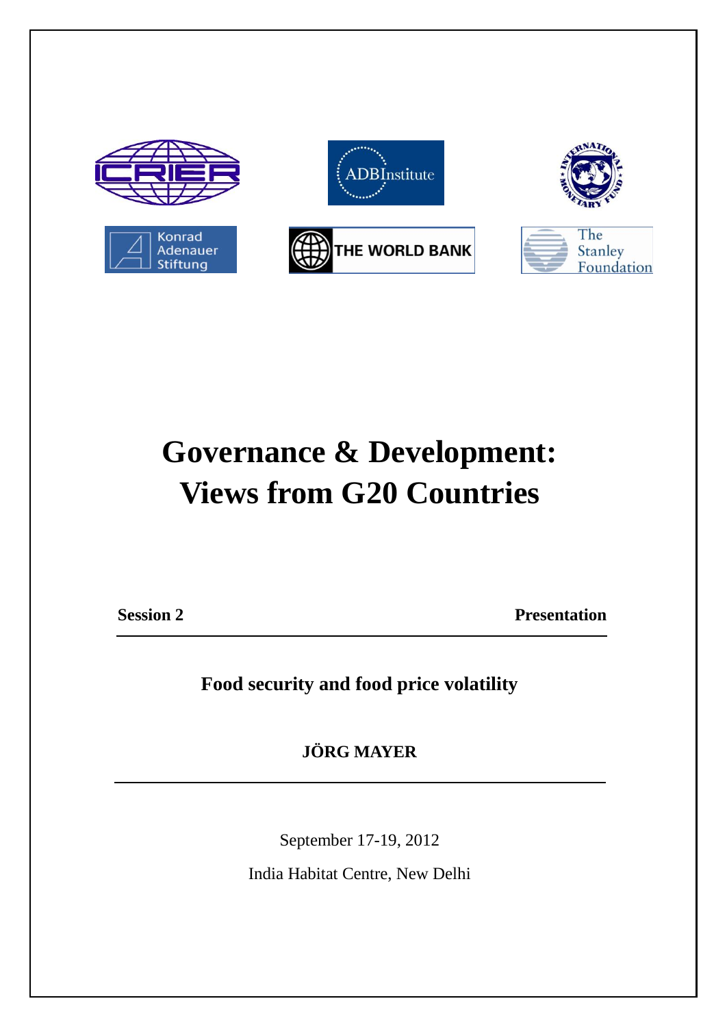# Governance & Development: Views from G20 Countries

**Session 2** **Presentation**

**Food security and food price volatility**

**JÖRG MAYER**

September 17-19, 2012

India Habitat Centre, New Delhi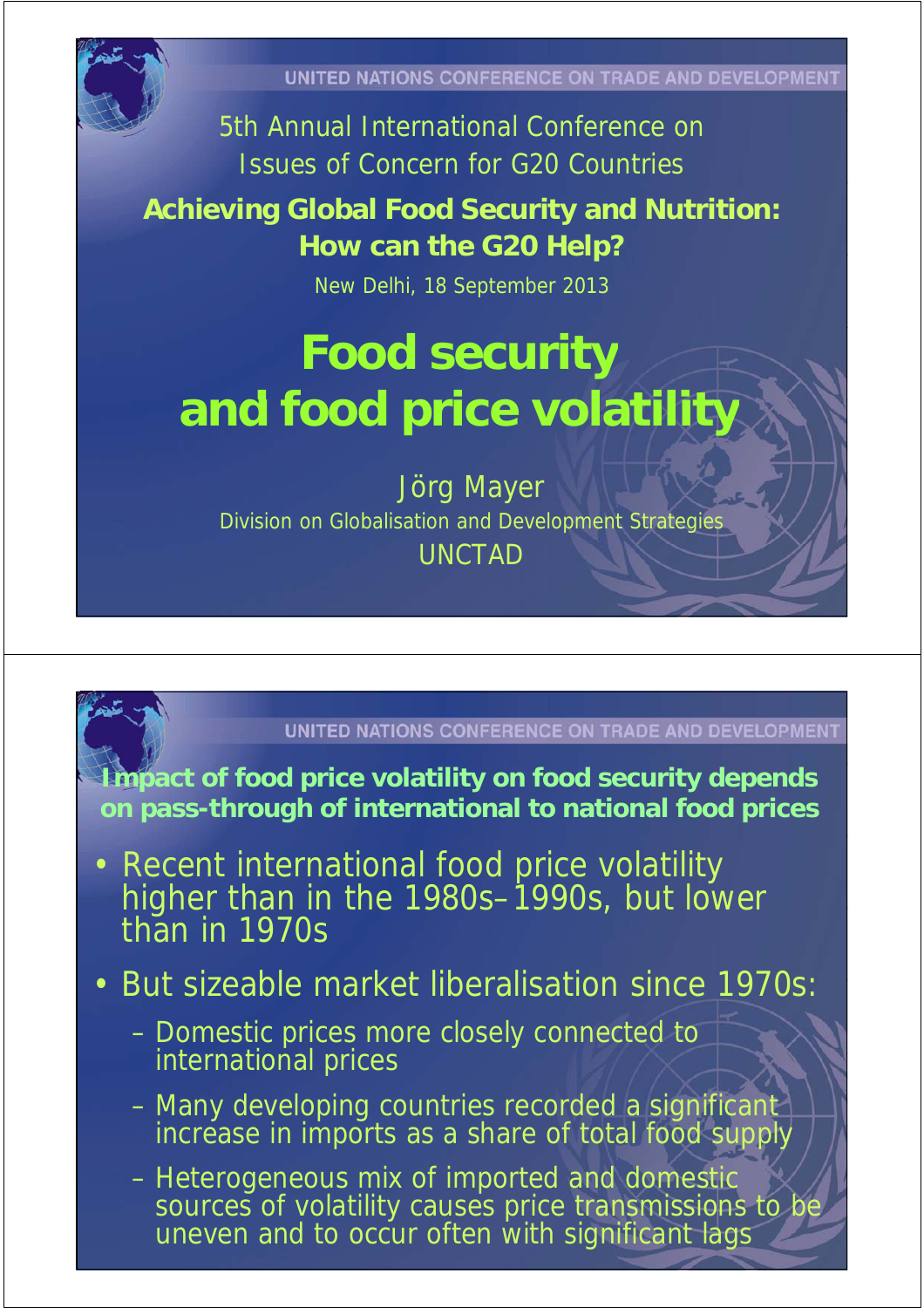UNITED NATIONS CONFERENCE ON TRADE AND DEVELOPMENT

5th Annual International Conference on Issues of Concern for G20 Countries

**Achieving Global Food Security and Nutrition: How can the G20 Help?**

New Delhi, 18 September 2013

# Food security and food price volatility

Jörg Mayer

Division on Globalisation and Development Strategies

UNCTAD

---

UNITED NATIONS CONFERENCE ON TRADE AND DEVELOPMENT

## Impact of food price volatility on food security depends on pass-through of international to national food prices

- Recent international food price volatility higher than in the 1980s–1990s, but lower than in 1970s
- But sizeable market liberalisation since 1970s:
  - Domestic prices more closely connected to international prices
  - Many developing countries recorded a significant increase in imports as a share of total food supply
  - Heterogeneous mix of imported and domestic sources of volatility causes price transmissions to be uneven and to occur often with significant lags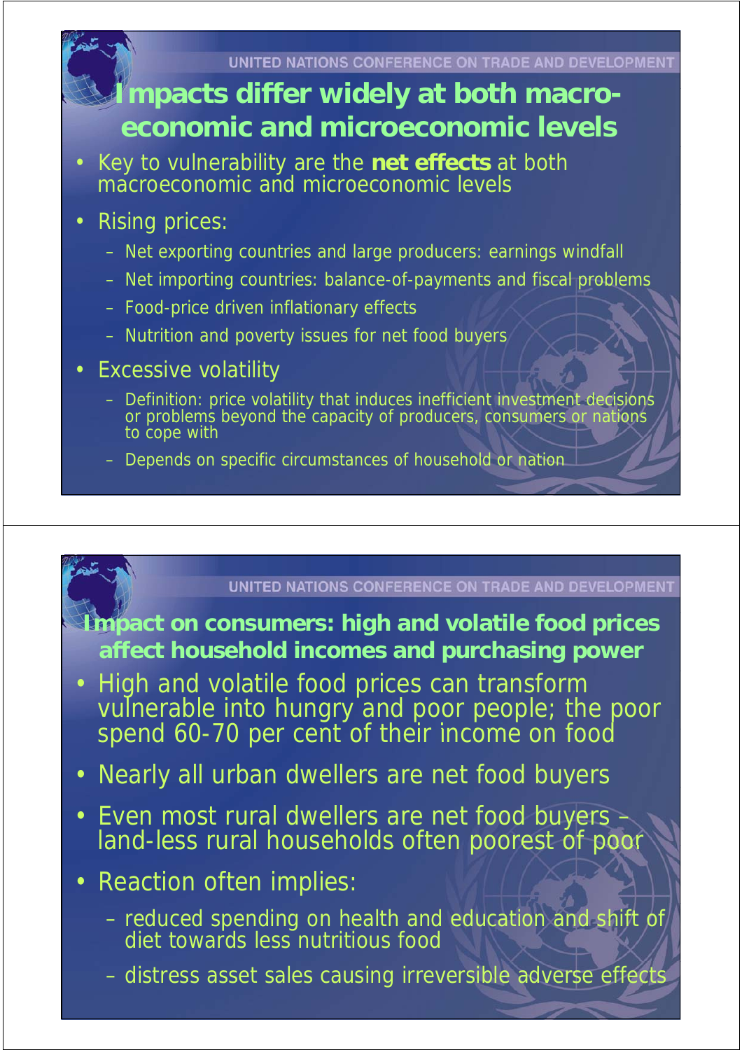## Impacts differ widely at both macro-economic and microeconomic levels

- Key to vulnerability are the **net effects** at both macroeconomic and microeconomic levels
- Rising prices:
  - Net exporting countries and large producers: earnings windfall
  - Net importing countries: balance-of-payments and fiscal problems
  - Food-price driven inflationary effects
  - Nutrition and poverty issues for net food buyers
- Excessive volatility
  - Definition: price volatility that induces inefficient investment decisions or problems beyond the capacity of producers, consumers or nations to cope with
  - Depends on specific circumstances of household or nation

## Impact on consumers: high and volatile food prices affect household incomes and purchasing power

- High and volatile food prices can transform vulnerable into hungry and poor people; the poor spend 60-70 per cent of their income on food
- Nearly all urban dwellers are net food buyers
- Even most rural dwellers are net food buyers – land-less rural households often poorest of poor
- Reaction often implies:
  - reduced spending on health and education and shift of diet towards less nutritious food
  - distress asset sales causing irreversible adverse effects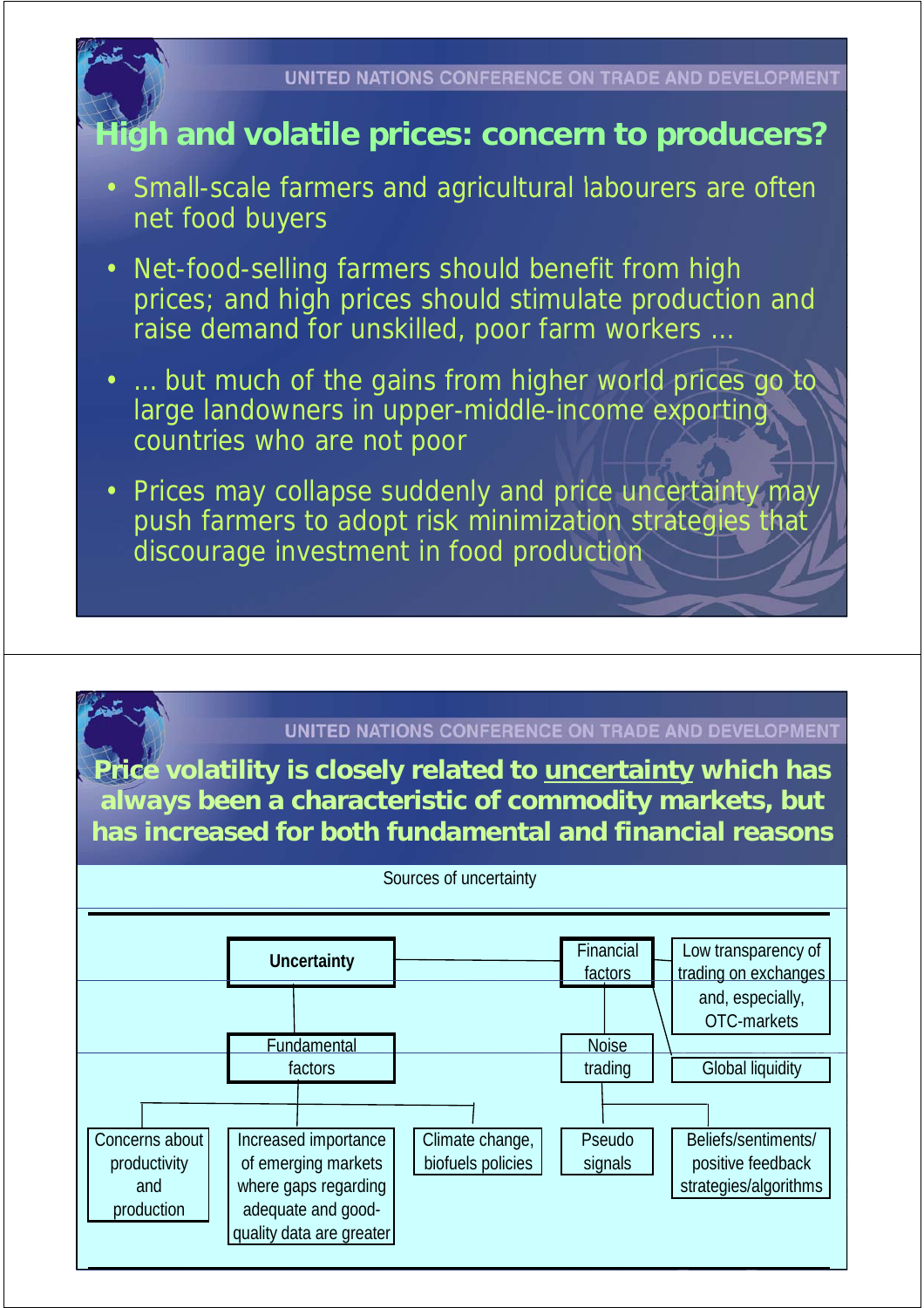# High and volatile prices: concern to producers?

- Small-scale farmers and agricultural labourers are often net food buyers
- Net-food-selling farmers should benefit from high prices; and high prices should stimulate production and raise demand for unskilled, poor farm workers …
- … but much of the gains from higher world prices go to large landowners in upper-middle-income exporting countries who are not poor
- Prices may collapse suddenly and price uncertainty may push farmers to adopt risk minimization strategies that discourage investment in food production

# Price volatility is closely related to uncertainty which has always been a characteristic of commodity markets, but has increased for both fundamental and financial reasons

Sources of uncertainty

**Uncertainty**

Financial factors

Low transparency of trading on exchanges and, especially, OTC-markets

Fundamental factors

Noise trading

Global liquidity

Concerns about productivity and production

Increased importance of emerging markets where gaps regarding adequate and good-quality data are greater

Climate change, biofuels policies

Pseudo signals

Beliefs/sentiments/ positive feedback strategies/algorithms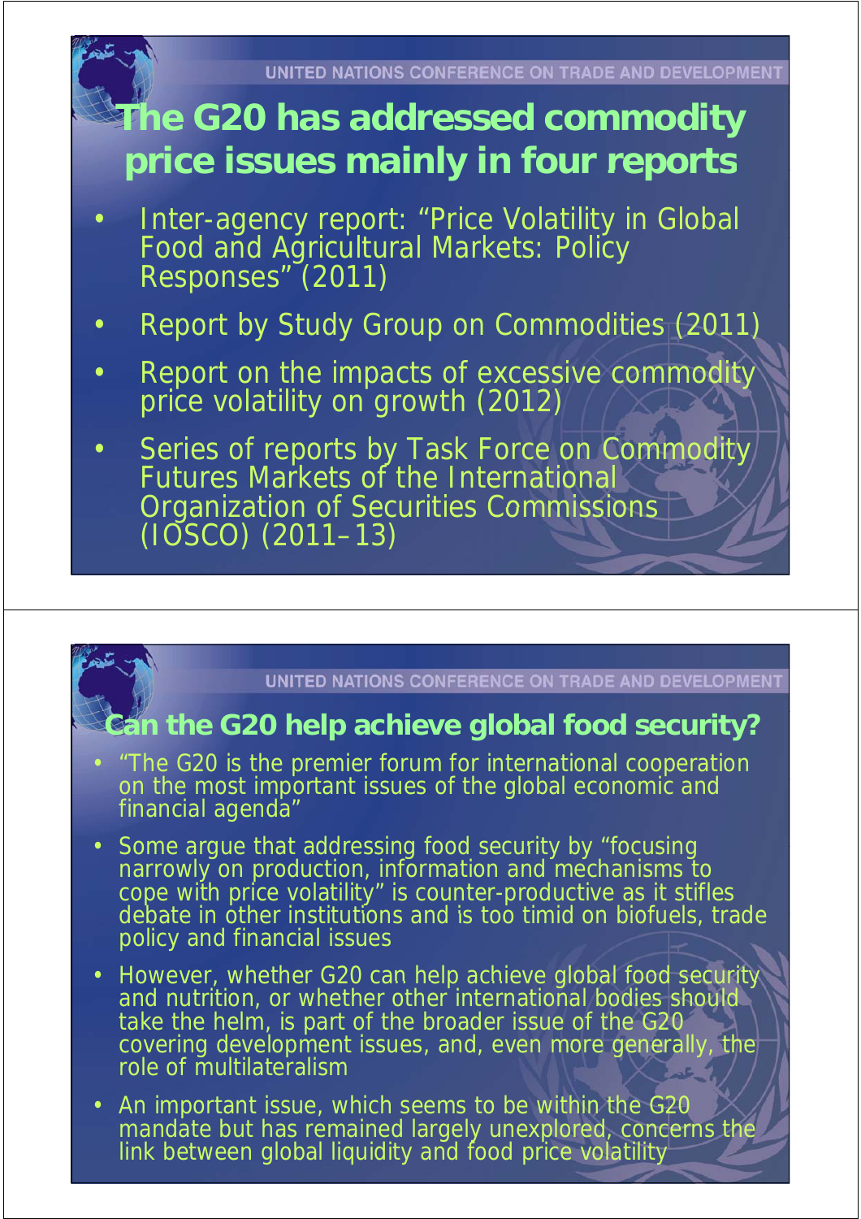## The G20 has addressed commodity price issues mainly in four reports

- Inter-agency report: “Price Volatility in Global Food and Agricultural Markets: Policy Responses” (2011)
- Report by Study Group on Commodities (2011)
- Report on the impacts of excessive commodity price volatility on growth (2012)
- Series of reports by Task Force on Commodity Futures Markets of the International Organization of Securities Commissions (IOSCO) (2011–13)

## Can the G20 help achieve global food security?

- “The G20 is the premier forum for international cooperation on the most important issues of the global economic and financial agenda”
- Some argue that addressing food security by “focusing narrowly on production, information and mechanisms to cope with price volatility” is counter-productive as it stifles debate in other institutions and is too timid on biofuels, trade policy and financial issues
- However, whether G20 can help achieve global food security and nutrition, or whether other international bodies should take the helm, is part of the broader issue of the G20 covering development issues, and, even more generally, the role of multilateralism
- An important issue, which seems to be within the G20 mandate but has remained largely unexplored, concerns the link between global liquidity and food price volatility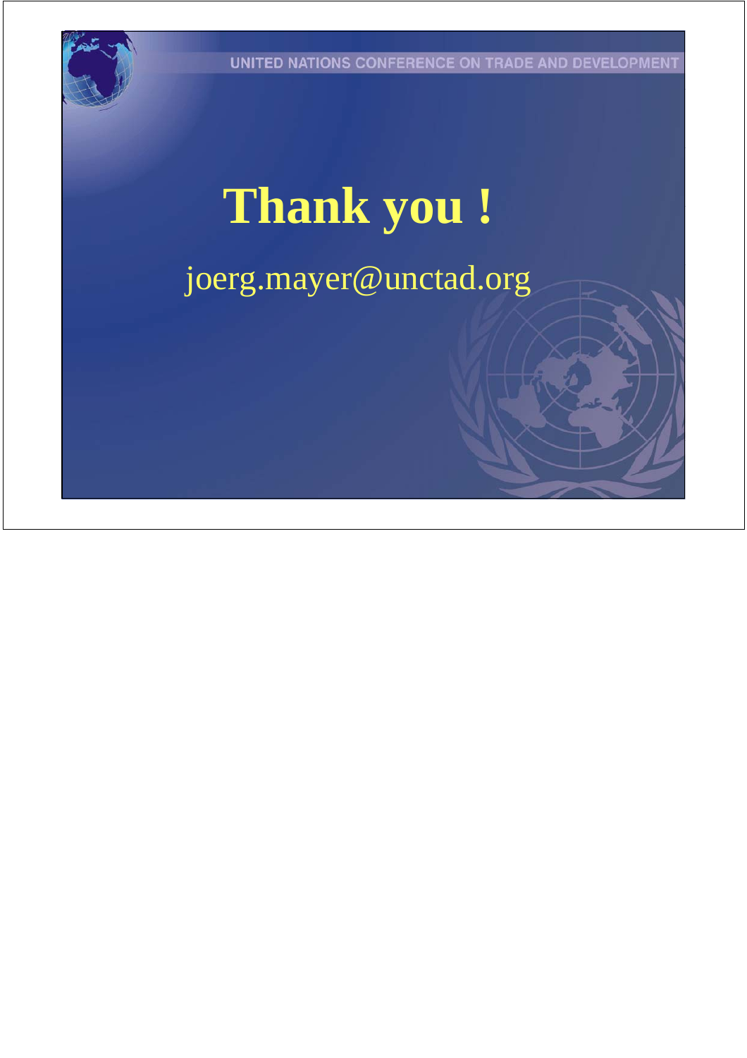UNITED NATIONS CONFERENCE ON TRADE AND DEVELOPMENT

# Thank you !

joerg.mayer@unctad.org